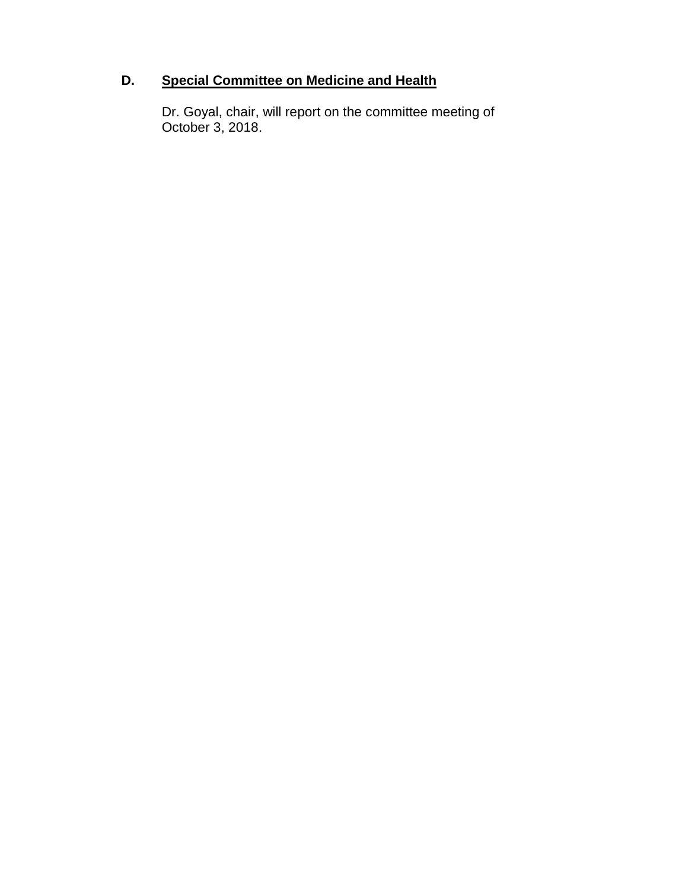## D. <u>Special Committee on Medicine and Health</u>

Dr. Goyal, chair, will report on the committee meeting of October 3, 2018.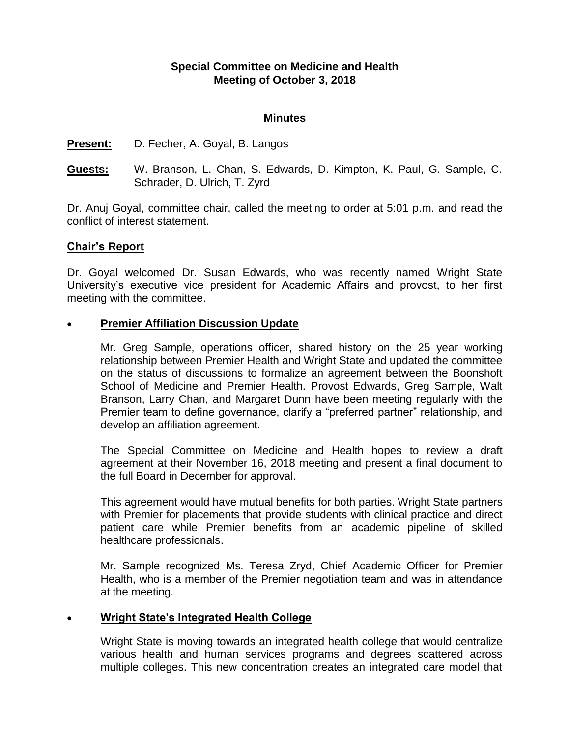**Special Committee on Medicine and Health**
**Meeting of October 3, 2018**

**Minutes**

**Present:** D. Fecher, A. Goyal, B. Langos

**Guests:** W. Branson, L. Chan, S. Edwards, D. Kimpton, K. Paul, G. Sample, C. Schrader, D. Ulrich, T. Zyrd

Dr. Anuj Goyal, committee chair, called the meeting to order at 5:01 p.m. and read the conflict of interest statement.

## Chair's Report

Dr. Goyal welcomed Dr. Susan Edwards, who was recently named Wright State University's executive vice president for Academic Affairs and provost, to her first meeting with the committee.

- **Premier Affiliation Discussion Update**

  Mr. Greg Sample, operations officer, shared history on the 25 year working relationship between Premier Health and Wright State and updated the committee on the status of discussions to formalize an agreement between the Boonshoft School of Medicine and Premier Health. Provost Edwards, Greg Sample, Walt Branson, Larry Chan, and Margaret Dunn have been meeting regularly with the Premier team to define governance, clarify a "preferred partner" relationship, and develop an affiliation agreement.

  The Special Committee on Medicine and Health hopes to review a draft agreement at their November 16, 2018 meeting and present a final document to the full Board in December for approval.

  This agreement would have mutual benefits for both parties. Wright State partners with Premier for placements that provide students with clinical practice and direct patient care while Premier benefits from an academic pipeline of skilled healthcare professionals.

  Mr. Sample recognized Ms. Teresa Zryd, Chief Academic Officer for Premier Health, who is a member of the Premier negotiation team and was in attendance at the meeting.

- **Wright State's Integrated Health College**

  Wright State is moving towards an integrated health college that would centralize various health and human services programs and degrees scattered across multiple colleges. This new concentration creates an integrated care model that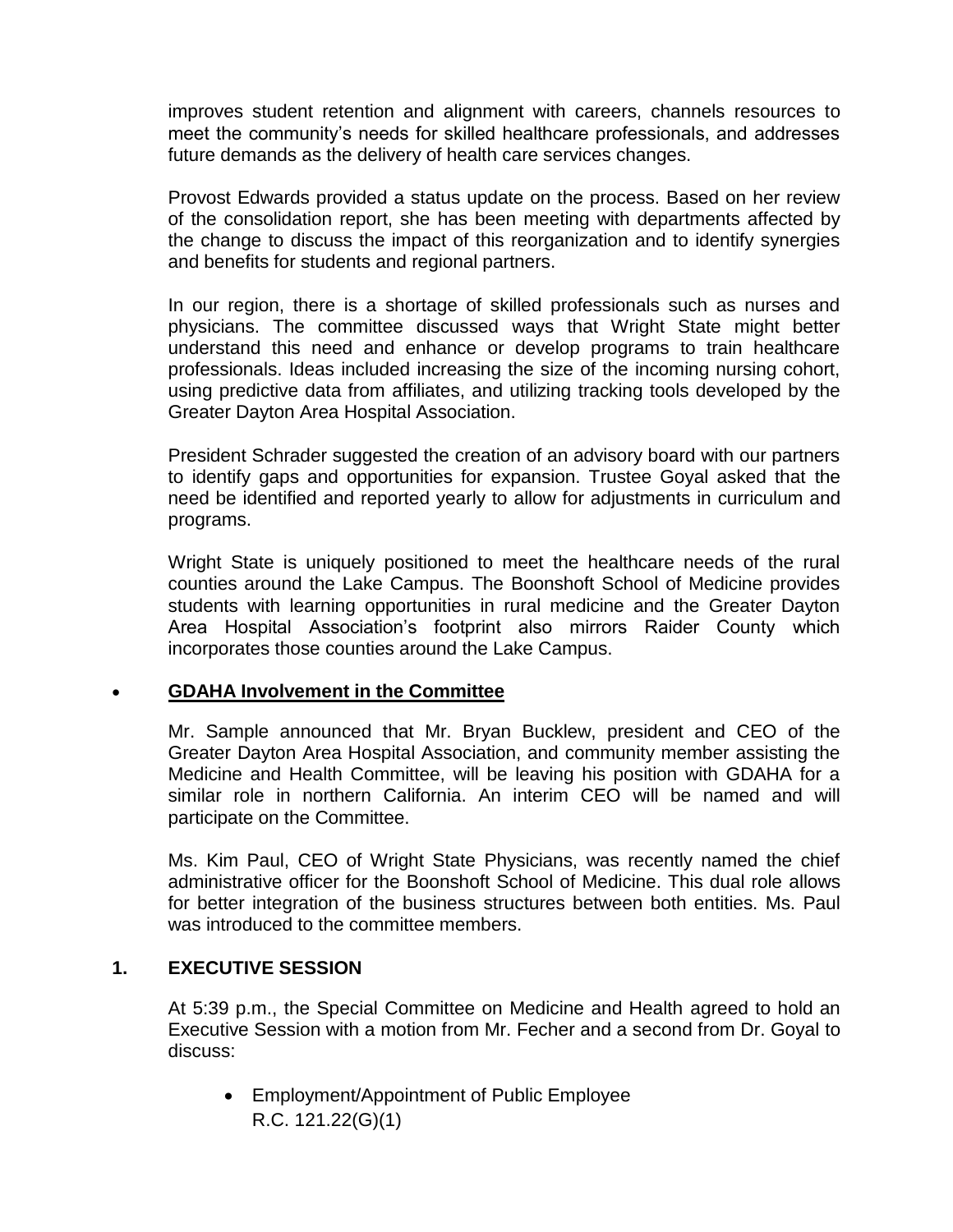improves student retention and alignment with careers, channels resources to meet the community's needs for skilled healthcare professionals, and addresses future demands as the delivery of health care services changes.

Provost Edwards provided a status update on the process. Based on her review of the consolidation report, she has been meeting with departments affected by the change to discuss the impact of this reorganization and to identify synergies and benefits for students and regional partners.

In our region, there is a shortage of skilled professionals such as nurses and physicians. The committee discussed ways that Wright State might better understand this need and enhance or develop programs to train healthcare professionals. Ideas included increasing the size of the incoming nursing cohort, using predictive data from affiliates, and utilizing tracking tools developed by the Greater Dayton Area Hospital Association.

President Schrader suggested the creation of an advisory board with our partners to identify gaps and opportunities for expansion. Trustee Goyal asked that the need be identified and reported yearly to allow for adjustments in curriculum and programs.

Wright State is uniquely positioned to meet the healthcare needs of the rural counties around the Lake Campus. The Boonshoft School of Medicine provides students with learning opportunities in rural medicine and the Greater Dayton Area Hospital Association's footprint also mirrors Raider County which incorporates those counties around the Lake Campus.

- **GDAHA Involvement in the Committee**

  Mr. Sample announced that Mr. Bryan Bucklew, president and CEO of the Greater Dayton Area Hospital Association, and community member assisting the Medicine and Health Committee, will be leaving his position with GDAHA for a similar role in northern California. An interim CEO will be named and will participate on the Committee.

  Ms. Kim Paul, CEO of Wright State Physicians, was recently named the chief administrative officer for the Boonshoft School of Medicine. This dual role allows for better integration of the business structures between both entities. Ms. Paul was introduced to the committee members.

## 1. EXECUTIVE SESSION

At 5:39 p.m., the Special Committee on Medicine and Health agreed to hold an Executive Session with a motion from Mr. Fecher and a second from Dr. Goyal to discuss:

- Employment/Appointment of Public Employee
  R.C. 121.22(G)(1)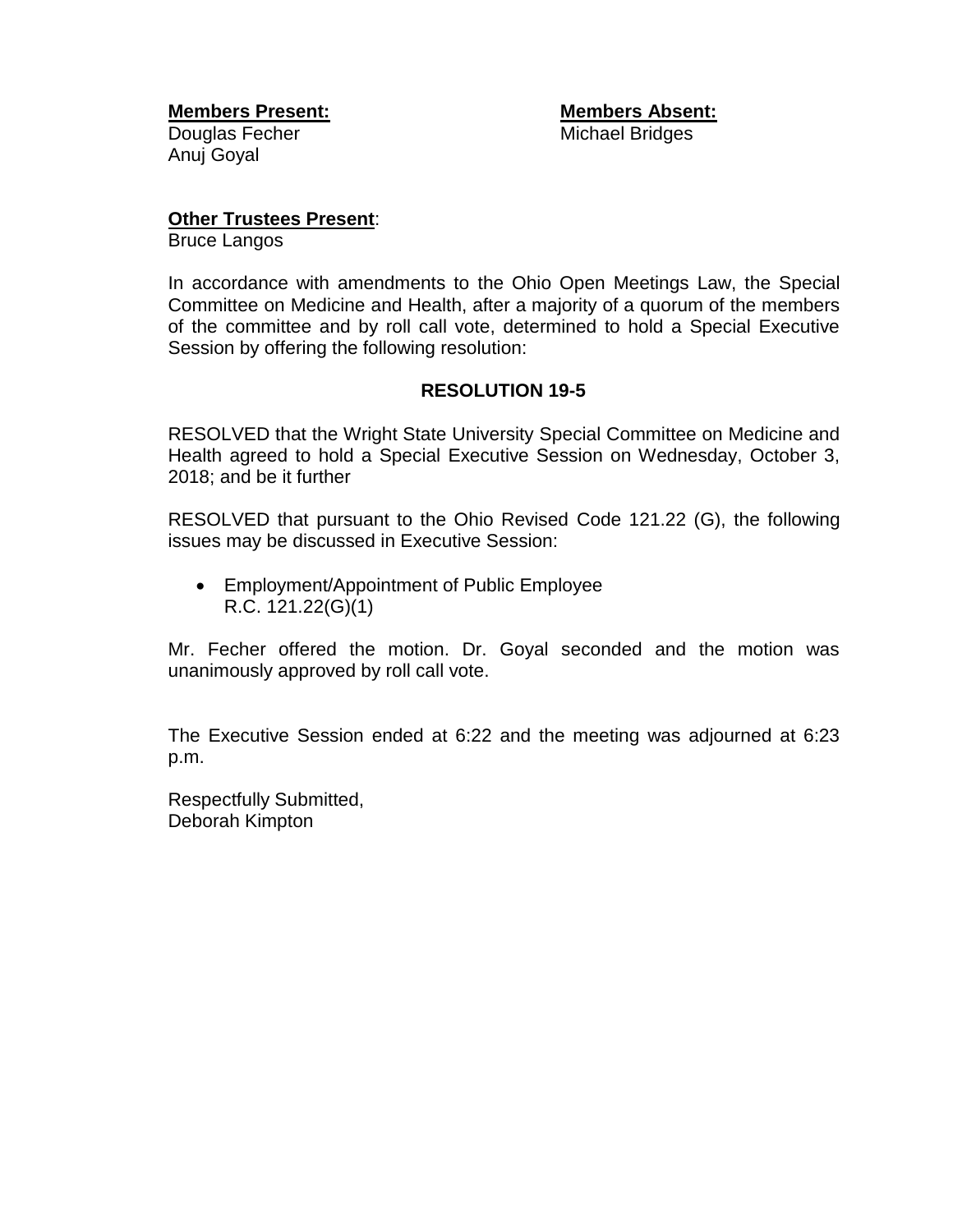**Members Present:**
Douglas Fecher
Anuj Goyal

**Members Absent:**
Michael Bridges

**Other Trustees Present**:
Bruce Langos

In accordance with amendments to the Ohio Open Meetings Law, the Special Committee on Medicine and Health, after a majority of a quorum of the members of the committee and by roll call vote, determined to hold a Special Executive Session by offering the following resolution:

**RESOLUTION 19-5**

RESOLVED that the Wright State University Special Committee on Medicine and Health agreed to hold a Special Executive Session on Wednesday, October 3, 2018; and be it further

RESOLVED that pursuant to the Ohio Revised Code 121.22 (G), the following issues may be discussed in Executive Session:

- Employment/Appointment of Public Employee
  R.C. 121.22(G)(1)

Mr. Fecher offered the motion. Dr. Goyal seconded and the motion was unanimously approved by roll call vote.

The Executive Session ended at 6:22 and the meeting was adjourned at 6:23 p.m.

Respectfully Submitted,
Deborah Kimpton